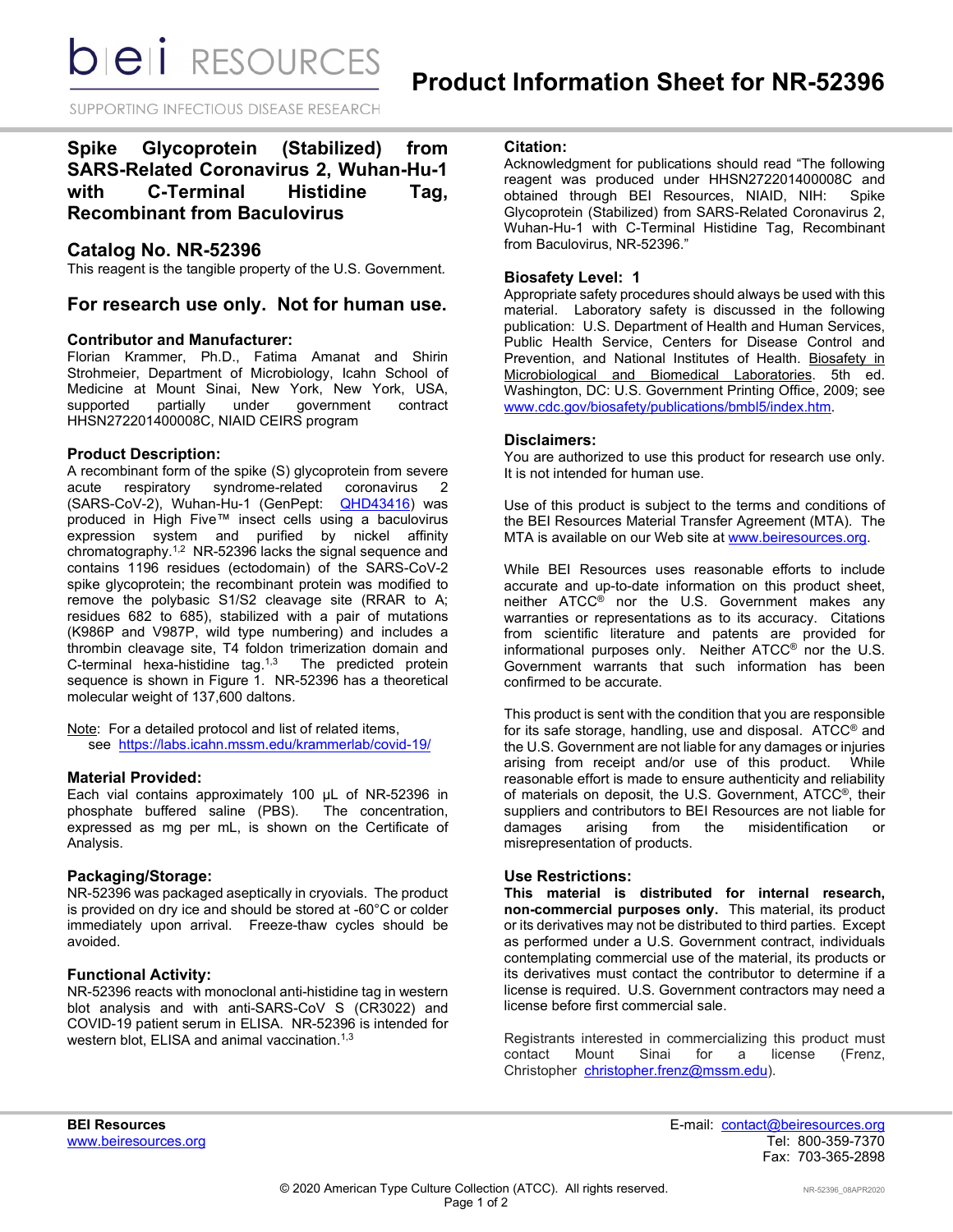# Product Information Sheet for NR-52396

## Spike Glycoprotein (Stabilized) from SARS-Related Coronavirus 2, Wuhan-Hu-1 with C-Terminal Histidine Tag, Recombinant from Baculovirus

## Catalog No. NR-52396

This reagent is the tangible property of the U.S. Government.

## For research use only. Not for human use.

### Contributor and Manufacturer:

Florian Krammer, Ph.D., Fatima Amanat and Shirin Strohmeier, Department of Microbiology, Icahn School of Medicine at Mount Sinai, New York, New York, USA, supported partially under government contract HHSN272201400008C, NIAID CEIRS program

### Product Description:

A recombinant form of the spike (S) glycoprotein from severe acute respiratory syndrome-related coronavirus 2 (SARS-CoV-2), Wuhan-Hu-1 (GenPept: QHD43416) was produced in High Five™ insect cells using a baculovirus expression system and purified by nickel affinity chromatography.[1,2] NR-52396 lacks the signal sequence and contains 1196 residues (ectodomain) of the SARS-CoV-2 spike glycoprotein; the recombinant protein was modified to remove the polybasic S1/S2 cleavage site (RRAR to A; residues 682 to 685), stabilized with a pair of mutations (K986P and V987P, wild type numbering) and includes a thrombin cleavage site, T4 foldon trimerization domain and C-terminal hexa-histidine tag.[1,3] The predicted protein sequence is shown in Figure 1. NR-52396 has a theoretical molecular weight of 137,600 daltons.

Note: For a detailed protocol and list of related items, see https://labs.icahn.mssm.edu/krammerlab/covid-19/

### Material Provided:

Each vial contains approximately 100 µL of NR-52396 in phosphate buffered saline (PBS). The concentration, expressed as mg per mL, is shown on the Certificate of Analysis.

### Packaging/Storage:

NR-52396 was packaged aseptically in cryovials. The product is provided on dry ice and should be stored at -60°C or colder immediately upon arrival. Freeze-thaw cycles should be avoided.

### Functional Activity:

NR-52396 reacts with monoclonal anti-histidine tag in western blot analysis and with anti-SARS-CoV S (CR3022) and COVID-19 patient serum in ELISA. NR-52396 is intended for western blot, ELISA and animal vaccination.[1,3]

### Citation:

Acknowledgment for publications should read "The following reagent was produced under HHSN272201400008C and obtained through BEI Resources, NIAID, NIH: Spike Glycoprotein (Stabilized) from SARS-Related Coronavirus 2, Wuhan-Hu-1 with C-Terminal Histidine Tag, Recombinant from Baculovirus, NR-52396."

### Biosafety Level: 1

Appropriate safety procedures should always be used with this material. Laboratory safety is discussed in the following publication: U.S. Department of Health and Human Services, Public Health Service, Centers for Disease Control and Prevention, and National Institutes of Health. Biosafety in Microbiological and Biomedical Laboratories. 5th ed. Washington, DC: U.S. Government Printing Office, 2009; see www.cdc.gov/biosafety/publications/bmbl5/index.htm.

### Disclaimers:

You are authorized to use this product for research use only. It is not intended for human use.

Use of this product is subject to the terms and conditions of the BEI Resources Material Transfer Agreement (MTA). The MTA is available on our Web site at www.beiresources.org.

While BEI Resources uses reasonable efforts to include accurate and up-to-date information on this product sheet, neither ATCC® nor the U.S. Government makes any warranties or representations as to its accuracy. Citations from scientific literature and patents are provided for informational purposes only. Neither ATCC® nor the U.S. Government warrants that such information has been confirmed to be accurate.

This product is sent with the condition that you are responsible for its safe storage, handling, use and disposal. ATCC® and the U.S. Government are not liable for any damages or injuries arising from receipt and/or use of this product. While reasonable effort is made to ensure authenticity and reliability of materials on deposit, the U.S. Government, ATCC®, their suppliers and contributors to BEI Resources are not liable for damages arising from the misidentification or misrepresentation of products.

### Use Restrictions:

**This material is distributed for internal research, non-commercial purposes only.** This material, its product or its derivatives may not be distributed to third parties. Except as performed under a U.S. Government contract, individuals contemplating commercial use of the material, its products or its derivatives must contact the contributor to determine if a license is required. U.S. Government contractors may need a license before first commercial sale.

Registrants interested in commercializing this product must contact Mount Sinai for a license (Frenz, Christopher christopher.frenz@mssm.edu).

**BEI Resources**
www.beiresources.org

E-mail: contact@beiresources.org
Tel: 800-359-7370
Fax: 703-365-2898

© 2020 American Type Culture Collection (ATCC). All rights reserved.

NR-52396_08APR2020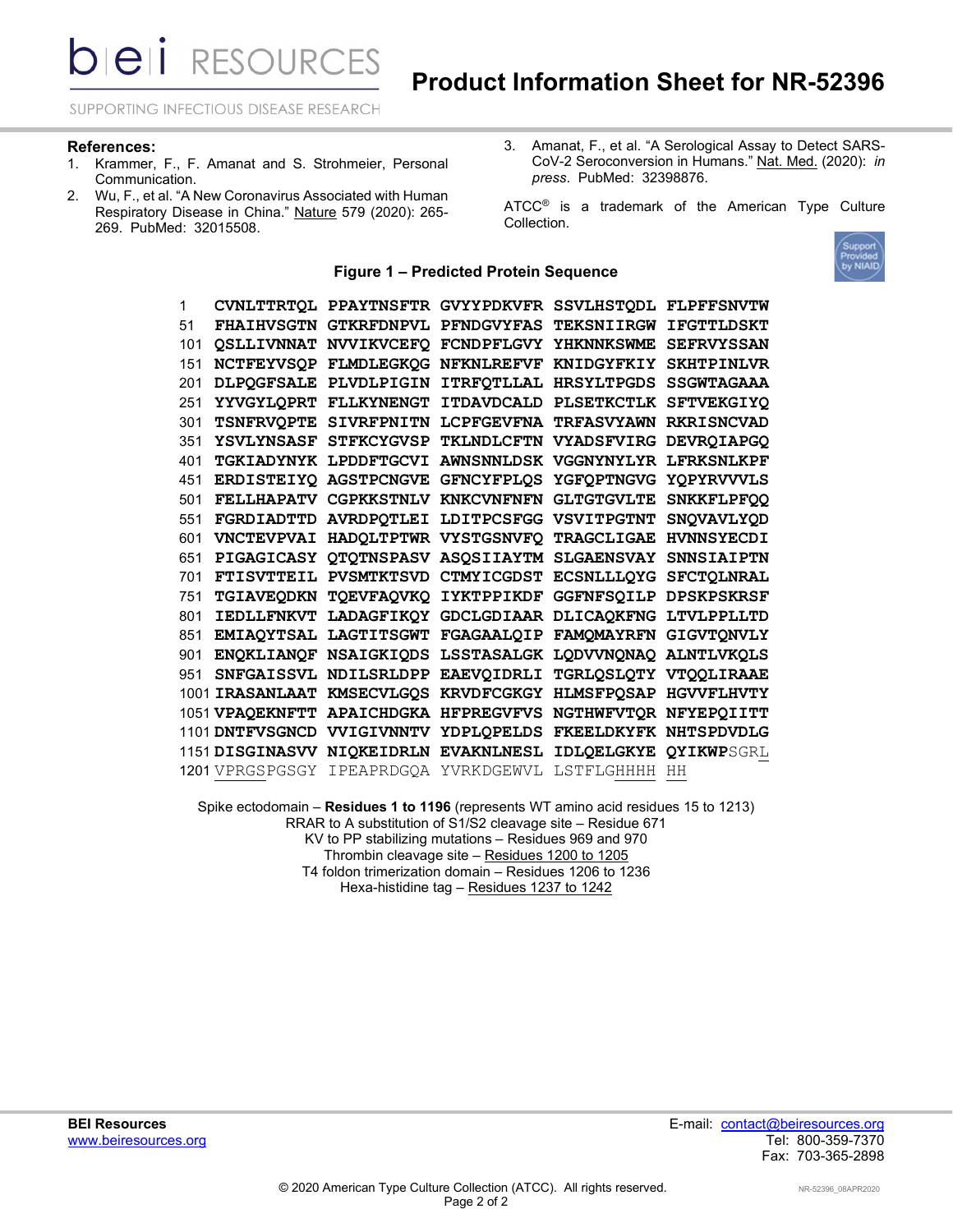**References:**

1. Krammer, F., F. Amanat and S. Strohmeier, Personal Communication.
2. Wu, F., et al. "A New Coronavirus Associated with Human Respiratory Disease in China." Nature 579 (2020): 265-269. PubMed: 32015508.
3. Amanat, F., et al. "A Serological Assay to Detect SARS-CoV-2 Seroconversion in Humans." Nat. Med. (2020): *in press*. PubMed: 32398876.

ATCC® is a trademark of the American Type Culture Collection.

### Figure 1 – Predicted Protein Sequence

```
1    CVNLTTRTQL PPAYTNSFTR GVYYPDKVFR SSVLHSTQDL FLPFFSNVTW
51   FHAIHVSGTN GTKRFDNPVL PFNDGVYFAS TEKSNIIRGW IFGTTLDSKT
101  QSLLIVNNAT NVVIKVCEFQ FCNDPFLGVY YHKNNKSWME SEFRVYSSAN
151  NCTFEYVSQP FLMDLEGKQG NFKNLREFVF KNIDGYFKIY SKHTPINLVR
201  DLPQGFSALE PLVDLPIGIN ITRFQTLLAL HRSYLTPGDS SSGWTAGAAA
251  YYVGYLQPRT FLLKYNENGT ITDAVDCALD PLSETKCTLK SFTVEKGIYQ
301  TSNFRVQPTE SIVRFPNITN LCPFGEVFNA TRFASVYAWN RKRISNCVAD
351  YSVLYNSASF STFKCYGVSP TKLNDLCFTN VYADSFVIRG DEVRQIAPGQ
401  TGKIADYNYK LPDDFTGCVI AWNSNNLDSK VGGNYNYLYR LFRKSNLKPF
451  ERDISTEIYQ AGSTPCNGVE GFNCYFPLQS YGFQPTNGVG YQPYRVVVLS
501  FELLHAPATV CGPKKSTNLV KNKCVNFNFN GLTGTGVLTE SNKKFLPFQQ
551  FGRDIADTTD AVRDPQTLEI LDITPCSFGG VSVITPGTNT SNQVAVLYQD
601  VNCTEVPVAI HADQLTPTWR VYSTGSNVFQ TRAGCLIGAE HVNNSYECDI
651  PIGAGICASY QTQTNSPASV ASQSIIAYTM SLGAENSVAY SNNSIAIPTN
701  FTISVTTEIL PVSMTKTSVD CTMYICGDST ECSNLLLQYG SFCTQLNRAL
751  TGIAVEQDKN TQEVFAQVKQ IYKTPPIKDF GGFNFSQILP DPSKPSKRSF
801  IEDLLFNKVT LADAGFIKQY GDCLGDIAAR DLICAQKFNG LTVLPPLLTD
851  EMIAQYTSAL LAGTITSGWT FGAGAALQIP FAMQMAYRFN GIGVTQNVLY
901  ENQKLIANQF NSAIGKIQDS LSSTASALGK LQDVVNQNAQ ALNTLVKQLS
951  SNFGAISSVL NDILSRLDPP EAEVQIDRLI TGRLQSLQTY VTQQLIRAAE
1001 IRASANLAAT KMSECVLGQS KRVDFCGKGY HLMSFPQSAP HGVVFLHVTY
1051 VPAQEKNFTT APAICHDGKA HFPREGVFVS NGTHWFVTQR NFYEPQIITT
1101 DNTFVSGNCD VVIGIVNNTV YDPLQPELDS FKEELDKYFK NHTSPDVDLG
1151 DISGINASVV NIQKEIDRLN EVAKNLNESL IDLQELGKYE QYIKWPSGRL
1201 VPRGSPGSGY IPEAPRDGQA YVRKDGEWVL LSTFLGHHHH HH
```

Spike ectodomain – **Residues 1 to 1196** (represents WT amino acid residues 15 to 1213)
RRAR to A substitution of S1/S2 cleavage site – Residue 671
KV to PP stabilizing mutations – Residues 969 and 970
Thrombin cleavage site – Residues 1200 to 1205
T4 foldon trimerization domain – Residues 1206 to 1236
Hexa-histidine tag – Residues 1237 to 1242

**BEI Resources**
www.beiresources.org

E-mail: contact@beiresources.org
Tel: 800-359-7370
Fax: 703-365-2898

© 2020 American Type Culture Collection (ATCC). All rights reserved.

NR-52396_08APR2020